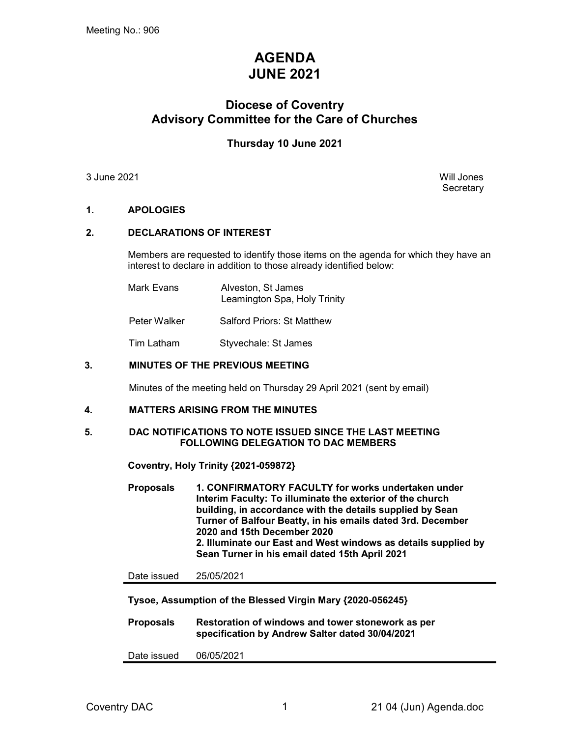Meeting No.: 906

# AGENDA
# JUNE 2021

## Diocese of Coventry
## Advisory Committee for the Care of Churches

### Thursday 10 June 2021

3 June 2021

Will Jones
Secretary

**1. APOLOGIES**

**2. DECLARATIONS OF INTEREST**

Members are requested to identify those items on the agenda for which they have an interest to declare in addition to those already identified below:

| | |
|---|---|
| Mark Evans | Alveston, St James<br>Leamington Spa, Holy Trinity |
| Peter Walker | Salford Priors: St Matthew |
| Tim Latham | Styvechale: St James |

**3. MINUTES OF THE PREVIOUS MEETING**

Minutes of the meeting held on Thursday 29 April 2021 (sent by email)

**4. MATTERS ARISING FROM THE MINUTES**

**5. DAC NOTIFICATIONS TO NOTE ISSUED SINCE THE LAST MEETING FOLLOWING DELEGATION TO DAC MEMBERS**

**Coventry, Holy Trinity {2021-059872}**

**Proposals** **1. CONFIRMATORY FACULTY for works undertaken under Interim Faculty: To illuminate the exterior of the church building, in accordance with the details supplied by Sean Turner of Balfour Beatty, in his emails dated 3rd. December 2020 and 15th December 2020**
**2. Illuminate our East and West windows as details supplied by Sean Turner in his email dated 15th April 2021**

Date issued 25/05/2021

---

**Tysoe, Assumption of the Blessed Virgin Mary {2020-056245}**

**Proposals** **Restoration of windows and tower stonework as per specification by Andrew Salter dated 30/04/2021**

Date issued 06/05/2021

---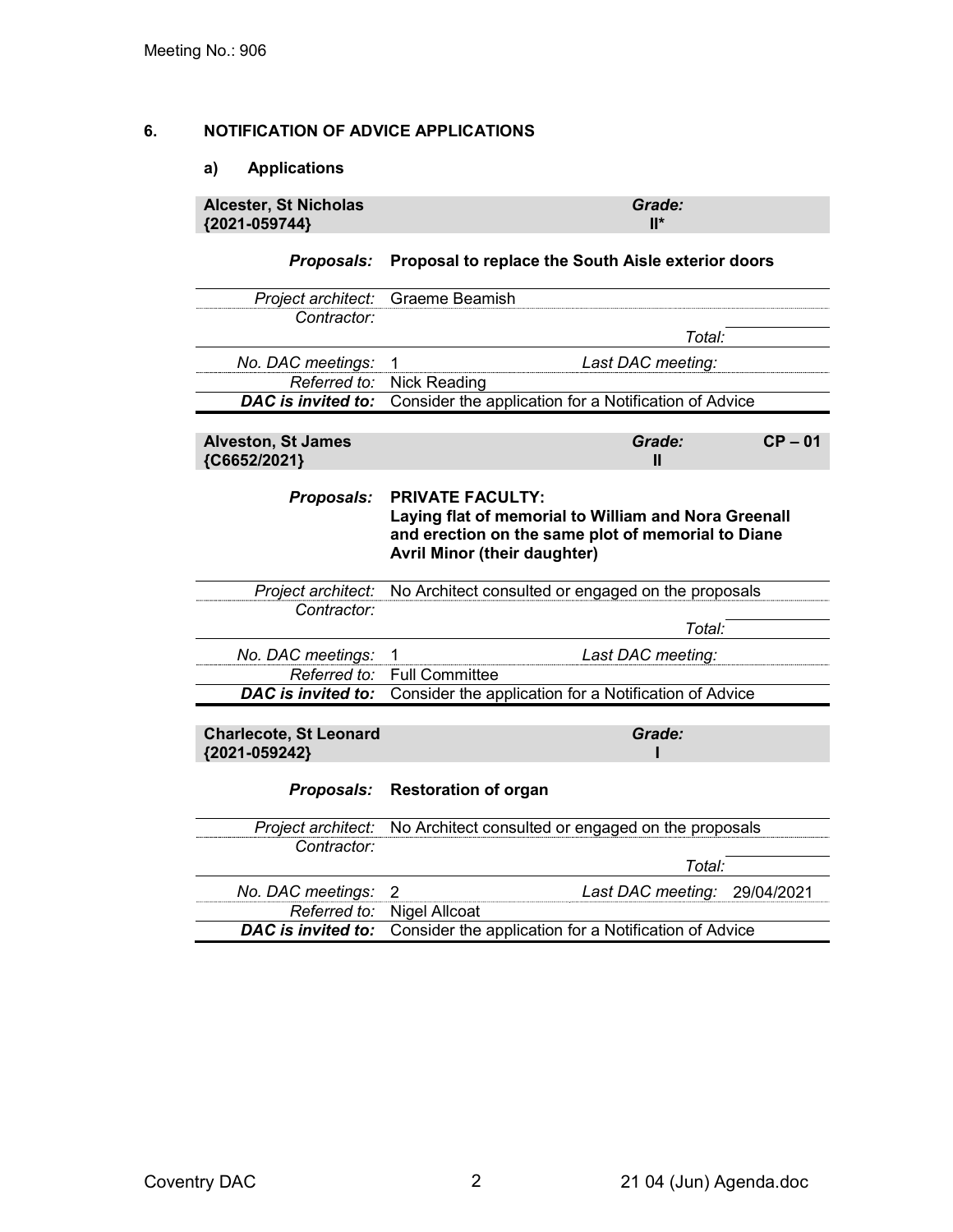Meeting No.: 906

## 6. NOTIFICATION OF ADVICE APPLICATIONS

### a) Applications

| **Alcester, St Nicholas {2021-059744}** | ***Grade:*** **II*** | |
|---|---|---|
| ***Proposals:*** | **Proposal to replace the South Aisle exterior doors** | |
| *Project architect:* | Graeme Beamish | |
| *Contractor:* | | |
| | *Total:* | |
| *No. DAC meetings:* | 1 | *Last DAC meeting:* |
| *Referred to:* | Nick Reading | |
| ***DAC is invited to:*** | Consider the application for a Notification of Advice | |

| **Alveston, St James {C6652/2021}** | ***Grade:*** **II** | **CP – 01** |
|---|---|---|
| ***Proposals:*** | **PRIVATE FACULTY: Laying flat of memorial to William and Nora Greenall and erection on the same plot of memorial to Diane Avril Minor (their daughter)** | |
| *Project architect:* | No Architect consulted or engaged on the proposals | |
| *Contractor:* | | |
| | *Total:* | |
| *No. DAC meetings:* | 1 | *Last DAC meeting:* |
| *Referred to:* | Full Committee | |
| ***DAC is invited to:*** | Consider the application for a Notification of Advice | |

| **Charlecote, St Leonard {2021-059242}** | ***Grade:*** **I** | |
|---|---|---|
| ***Proposals:*** | **Restoration of organ** | |
| *Project architect:* | No Architect consulted or engaged on the proposals | |
| *Contractor:* | | |
| | *Total:* | |
| *No. DAC meetings:* | 2 | *Last DAC meeting:* 29/04/2021 |
| *Referred to:* | Nigel Allcoat | |
| ***DAC is invited to:*** | Consider the application for a Notification of Advice | |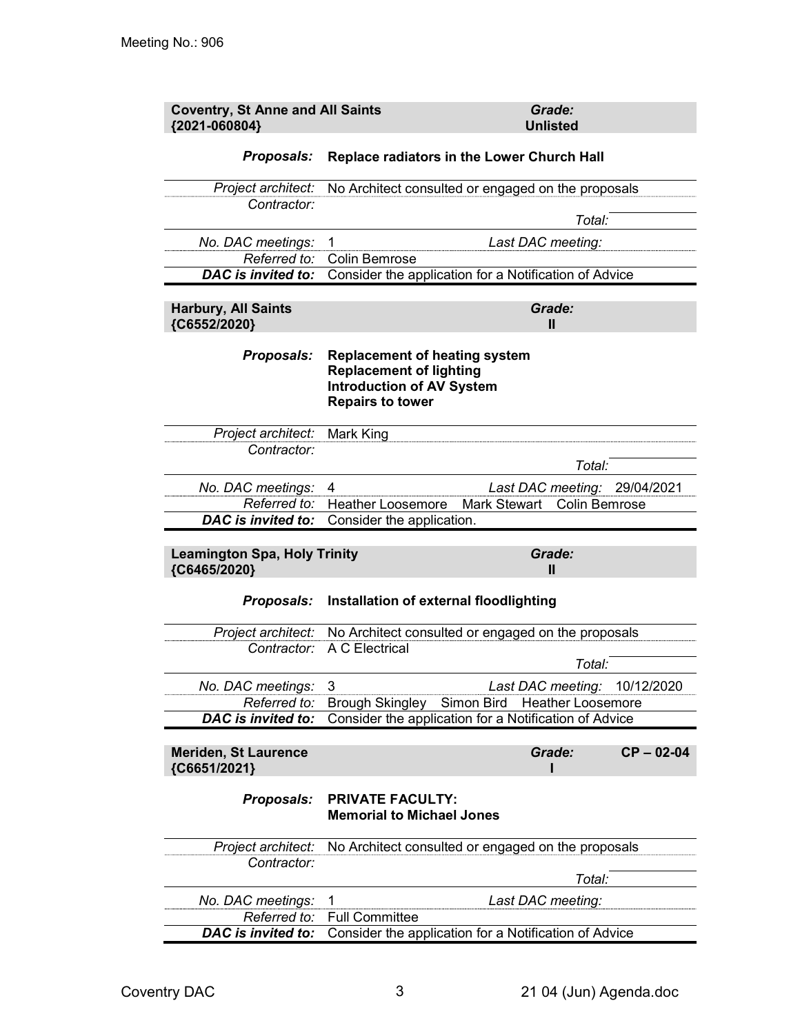Meeting No.: 906

| **Coventry, St Anne and All Saints {2021-060804}** | ***Grade:*** **Unlisted** | |
|---|---|---|
| ***Proposals:*** | **Replace radiators in the Lower Church Hall** | |
| *Project architect:* | No Architect consulted or engaged on the proposals | |
| *Contractor:* | | |
| | *Total:* | |
| *No. DAC meetings:* | 1 | *Last DAC meeting:* |
| *Referred to:* | Colin Bemrose | |
| ***DAC is invited to:*** | Consider the application for a Notification of Advice | |

| **Harbury, All Saints {C6552/2020}** | ***Grade:*** **II** | |
|---|---|---|
| ***Proposals:*** | **Replacement of heating system**<br>**Replacement of lighting**<br>**Introduction of AV System**<br>**Repairs to tower** | |
| *Project architect:* | Mark King | |
| *Contractor:* | | |
| | *Total:* | |
| *No. DAC meetings:* | 4 | *Last DAC meeting:* 29/04/2021 |
| *Referred to:* | Heather Loosemore  Mark Stewart  Colin Bemrose | |
| ***DAC is invited to:*** | Consider the application. | |

| **Leamington Spa, Holy Trinity {C6465/2020}** | ***Grade:*** **II** | |
|---|---|---|
| ***Proposals:*** | **Installation of external floodlighting** | |
| *Project architect:* | No Architect consulted or engaged on the proposals | |
| *Contractor:* | A C Electrical | |
| | *Total:* | |
| *No. DAC meetings:* | 3 | *Last DAC meeting:* 10/12/2020 |
| *Referred to:* | Brough Skingley  Simon Bird  Heather Loosemore | |
| ***DAC is invited to:*** | Consider the application for a Notification of Advice | |

| **Meriden, St Laurence {C6651/2021}** | ***Grade:*** **I** | **CP – 02-04** |
|---|---|---|
| ***Proposals:*** | **PRIVATE FACULTY:**<br>**Memorial to Michael Jones** | |
| *Project architect:* | No Architect consulted or engaged on the proposals | |
| *Contractor:* | | |
| | *Total:* | |
| *No. DAC meetings:* | 1 | *Last DAC meeting:* |
| *Referred to:* | Full Committee | |
| ***DAC is invited to:*** | Consider the application for a Notification of Advice | |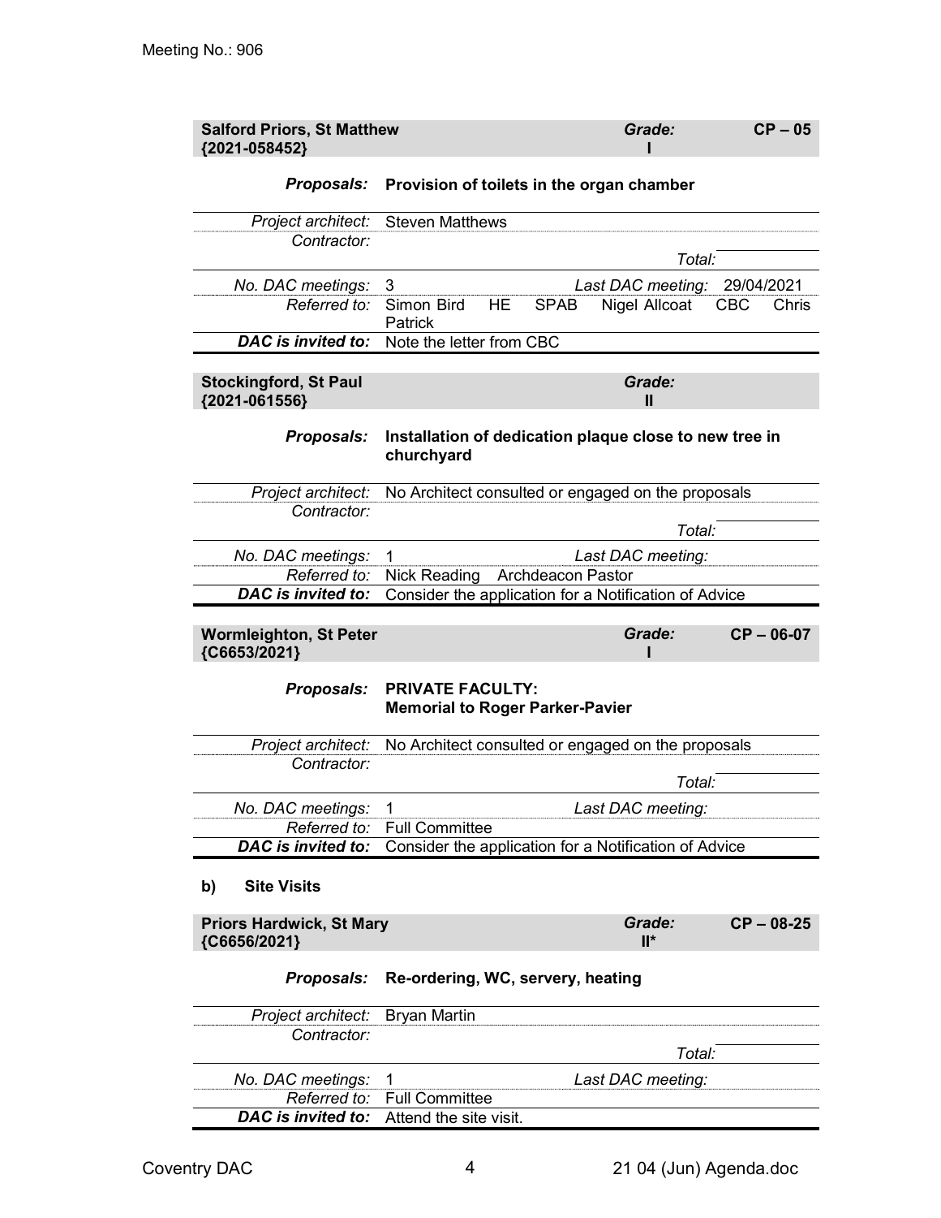Meeting No.: 906

| **Salford Priors, St Matthew {2021-058452}** | | *Grade:* **I** | **CP – 05** |
|---|---|---|---|
| ***Proposals:*** | **Provision of toilets in the organ chamber** | | |
| *Project architect:* | Steven Matthews | | |
| *Contractor:* | | *Total:* | |
| *No. DAC meetings:* | 3 | *Last DAC meeting:* | 29/04/2021 |
| *Referred to:* | Simon Bird HE SPAB Nigel Allcoat CBC Chris Patrick | | |
| ***DAC is invited to:*** | Note the letter from CBC | | |

| **Stockingford, St Paul {2021-061556}** | | *Grade:* **II** | |
|---|---|---|---|
| ***Proposals:*** | **Installation of dedication plaque close to new tree in churchyard** | | |
| *Project architect:* | No Architect consulted or engaged on the proposals | | |
| *Contractor:* | | *Total:* | |
| *No. DAC meetings:* | 1 | *Last DAC meeting:* | |
| *Referred to:* | Nick Reading Archdeacon Pastor | | |
| ***DAC is invited to:*** | Consider the application for a Notification of Advice | | |

| **Wormleighton, St Peter {C6653/2021}** | | *Grade:* **I** | **CP – 06-07** |
|---|---|---|---|
| ***Proposals:*** | **PRIVATE FACULTY: Memorial to Roger Parker-Pavier** | | |
| *Project architect:* | No Architect consulted or engaged on the proposals | | |
| *Contractor:* | | *Total:* | |
| *No. DAC meetings:* | 1 | *Last DAC meeting:* | |
| *Referred to:* | Full Committee | | |
| ***DAC is invited to:*** | Consider the application for a Notification of Advice | | |

**b) Site Visits**

| **Priors Hardwick, St Mary {C6656/2021}** | | *Grade:* **II*** | **CP – 08-25** |
|---|---|---|---|
| ***Proposals:*** | **Re-ordering, WC, servery, heating** | | |
| *Project architect:* | Bryan Martin | | |
| *Contractor:* | | *Total:* | |
| *No. DAC meetings:* | 1 | *Last DAC meeting:* | |
| *Referred to:* | Full Committee | | |
| ***DAC is invited to:*** | Attend the site visit. | | |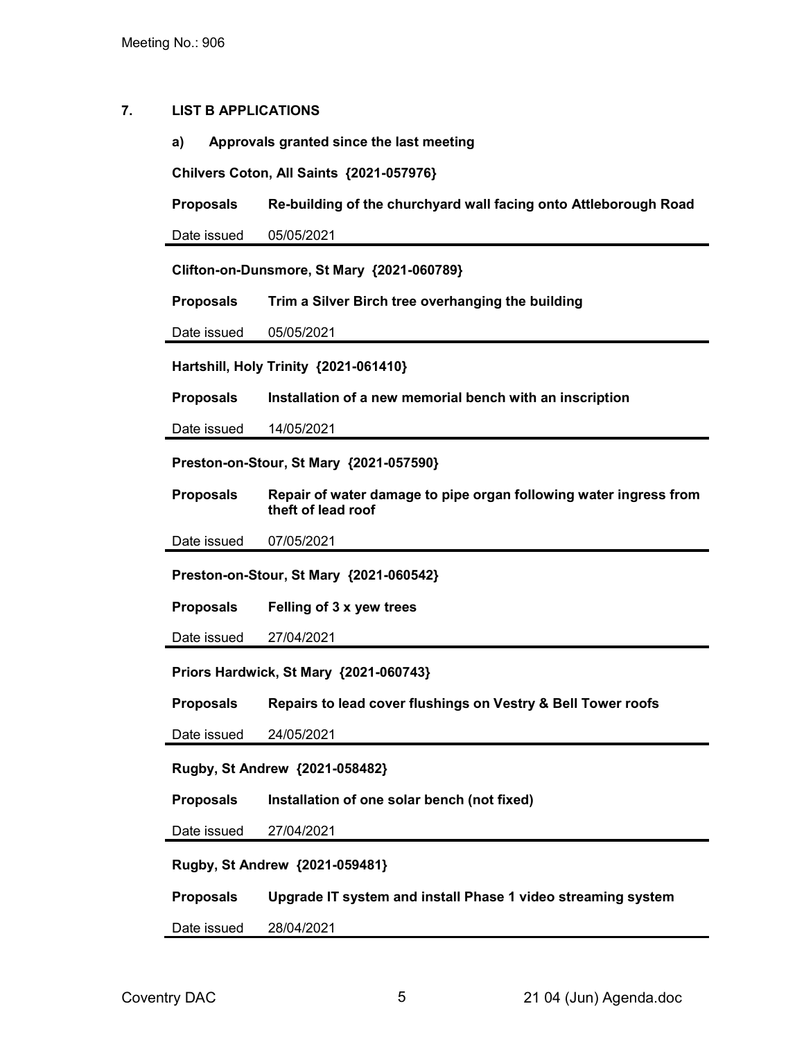## 7. LIST B APPLICATIONS

### a) Approvals granted since the last meeting

**Chilvers Coton, All Saints {2021-057976}**

| | |
|---|---|
| **Proposals** | **Re-building of the churchyard wall facing onto Attleborough Road** |
| Date issued | 05/05/2021 |

**Clifton-on-Dunsmore, St Mary {2021-060789}**

| | |
|---|---|
| **Proposals** | **Trim a Silver Birch tree overhanging the building** |
| Date issued | 05/05/2021 |

**Hartshill, Holy Trinity {2021-061410}**

| | |
|---|---|
| **Proposals** | **Installation of a new memorial bench with an inscription** |
| Date issued | 14/05/2021 |

**Preston-on-Stour, St Mary {2021-057590}**

| | |
|---|---|
| **Proposals** | **Repair of water damage to pipe organ following water ingress from theft of lead roof** |
| Date issued | 07/05/2021 |

**Preston-on-Stour, St Mary {2021-060542}**

| | |
|---|---|
| **Proposals** | **Felling of 3 x yew trees** |
| Date issued | 27/04/2021 |

**Priors Hardwick, St Mary {2021-060743}**

| | |
|---|---|
| **Proposals** | **Repairs to lead cover flushings on Vestry & Bell Tower roofs** |
| Date issued | 24/05/2021 |

**Rugby, St Andrew {2021-058482}**

| | |
|---|---|
| **Proposals** | **Installation of one solar bench (not fixed)** |
| Date issued | 27/04/2021 |

**Rugby, St Andrew {2021-059481}**

| | |
|---|---|
| **Proposals** | **Upgrade IT system and install Phase 1 video streaming system** |
| Date issued | 28/04/2021 |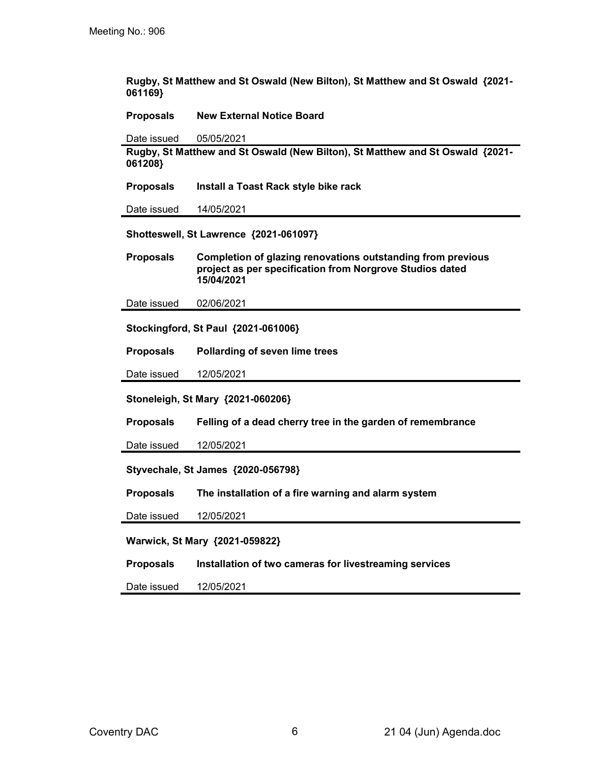**Rugby, St Matthew and St Oswald (New Bilton), St Matthew and St Oswald {2021-061169}**

**Proposals** **New External Notice Board**

Date issued 05/05/2021

---

**Rugby, St Matthew and St Oswald (New Bilton), St Matthew and St Oswald {2021-061208}**

**Proposals** **Install a Toast Rack style bike rack**

Date issued 14/05/2021

---

**Shotteswell, St Lawrence {2021-061097}**

**Proposals** **Completion of glazing renovations outstanding from previous project as per specification from Norgrove Studios dated 15/04/2021**

Date issued 02/06/2021

---

**Stockingford, St Paul {2021-061006}**

**Proposals** **Pollarding of seven lime trees**

Date issued 12/05/2021

---

**Stoneleigh, St Mary {2021-060206}**

**Proposals** **Felling of a dead cherry tree in the garden of remembrance**

Date issued 12/05/2021

---

**Styvechale, St James {2020-056798}**

**Proposals** **The installation of a fire warning and alarm system**

Date issued 12/05/2021

---

**Warwick, St Mary {2021-059822}**

**Proposals** **Installation of two cameras for livestreaming services**

Date issued 12/05/2021

---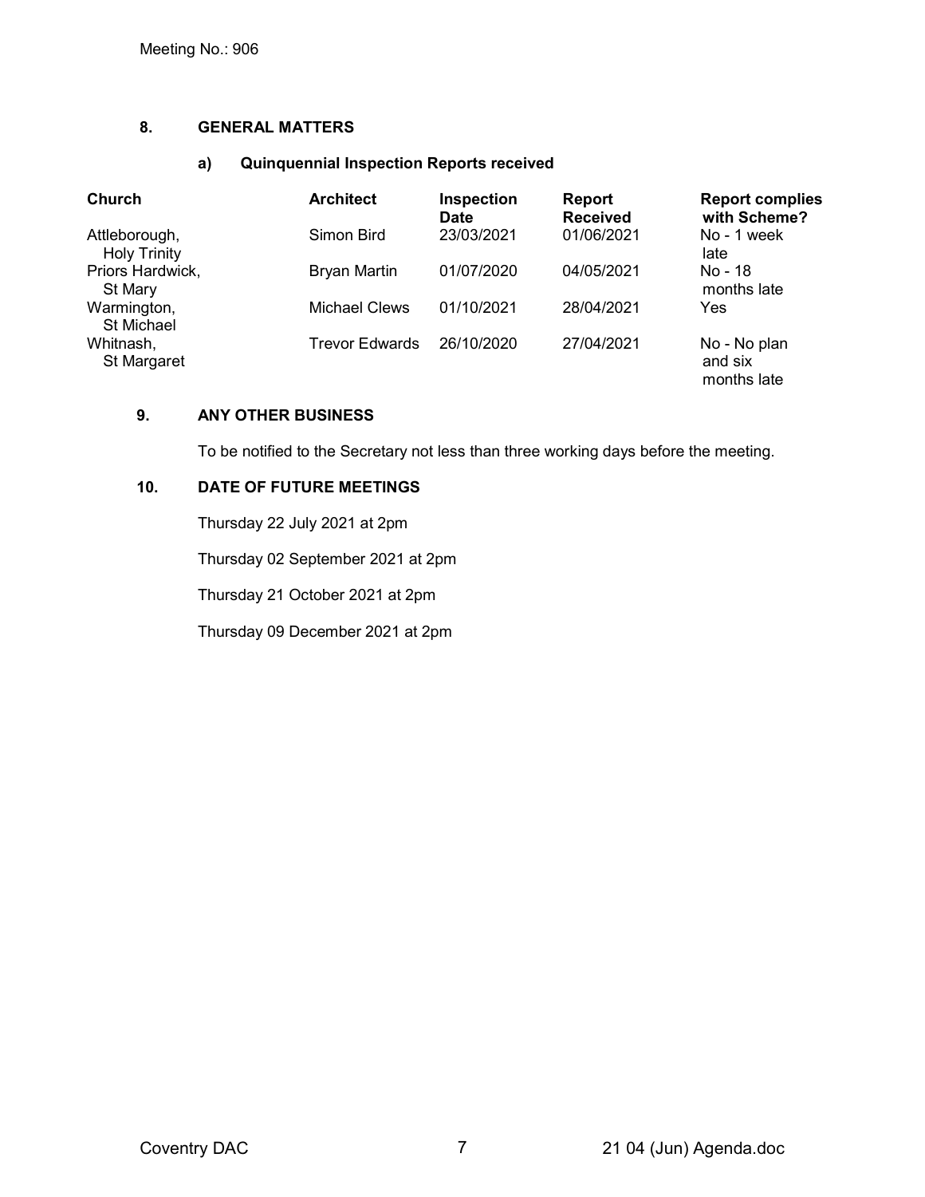Meeting No.: 906

## 8. GENERAL MATTERS

### a) Quinquennial Inspection Reports received

| Church | Architect | Inspection Date | Report Received | Report complies with Scheme? |
|---|---|---|---|---|
| Attleborough, Holy Trinity | Simon Bird | 23/03/2021 | 01/06/2021 | No - 1 week late |
| Priors Hardwick, St Mary | Bryan Martin | 01/07/2020 | 04/05/2021 | No - 18 months late |
| Warmington, St Michael | Michael Clews | 01/10/2021 | 28/04/2021 | Yes |
| Whitnash, St Margaret | Trevor Edwards | 26/10/2020 | 27/04/2021 | No - No plan and six months late |

## 9. ANY OTHER BUSINESS

To be notified to the Secretary not less than three working days before the meeting.

## 10. DATE OF FUTURE MEETINGS

Thursday 22 July 2021 at 2pm

Thursday 02 September 2021 at 2pm

Thursday 21 October 2021 at 2pm

Thursday 09 December 2021 at 2pm